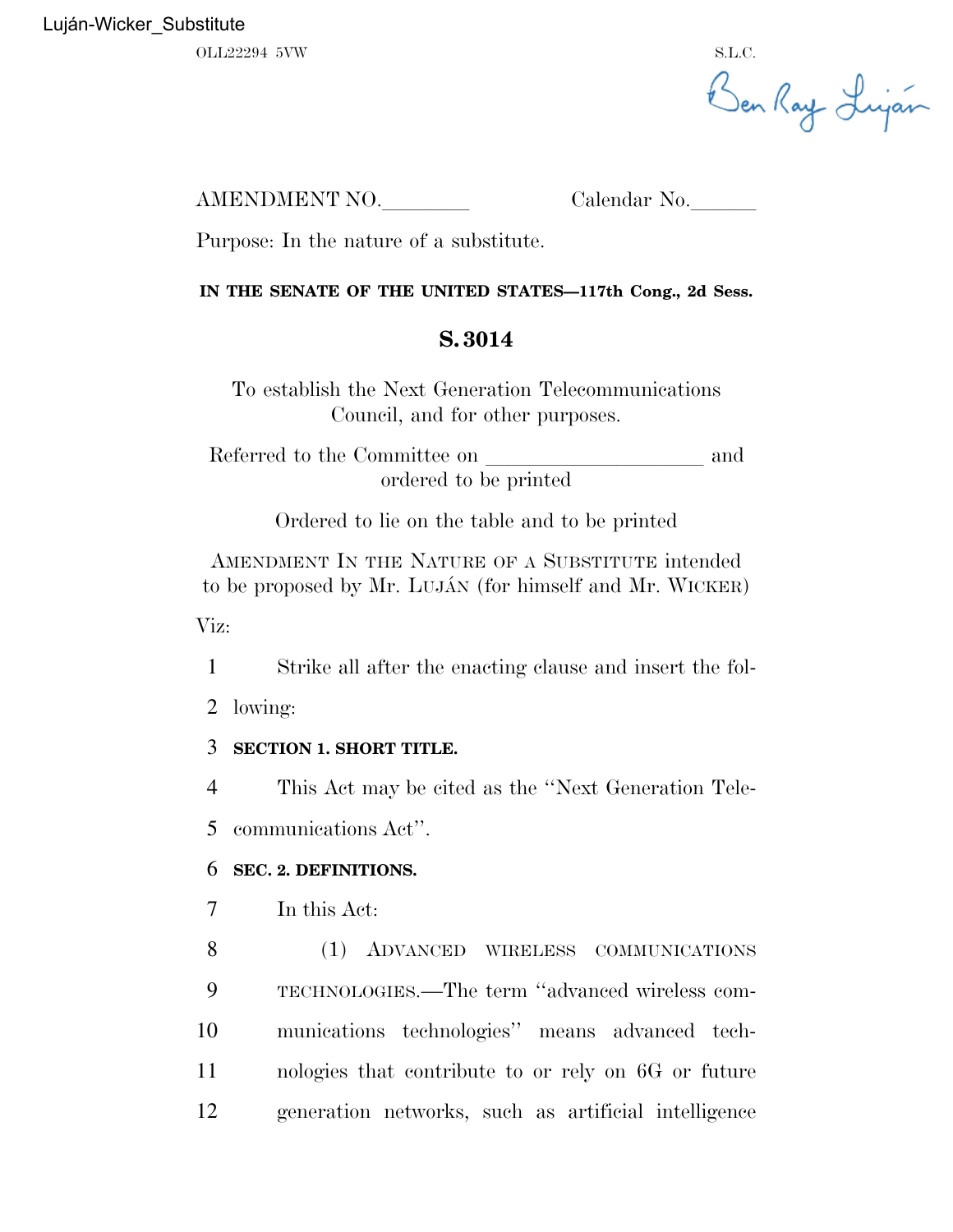Luján-Wicker_Substitute

OLL22294 5VW S.L.C.

Ben Ray Luján

AMENDMENT NO.________ Calendar No.______

Purpose: In the nature of a substitute.

**IN THE SENATE OF THE UNITED STATES—117th Cong., 2d Sess.**

## S. 3014

To establish the Next Generation Telecommunications Council, and for other purposes.

Referred to the Committee on ____________________ and ordered to be printed

Ordered to lie on the table and to be printed

AMENDMENT IN THE NATURE OF A SUBSTITUTE intended to be proposed by Mr. LUJÁN (for himself and Mr. WICKER)

Viz:

Strike all after the enacting clause and insert the following:

**SECTION 1. SHORT TITLE.**

This Act may be cited as the "Next Generation Telecommunications Act".

**SEC. 2. DEFINITIONS.**

In this Act:

(1) ADVANCED WIRELESS COMMUNICATIONS TECHNOLOGIES.—The term "advanced wireless communications technologies" means advanced technologies that contribute to or rely on 6G or future generation networks, such as artificial intelligence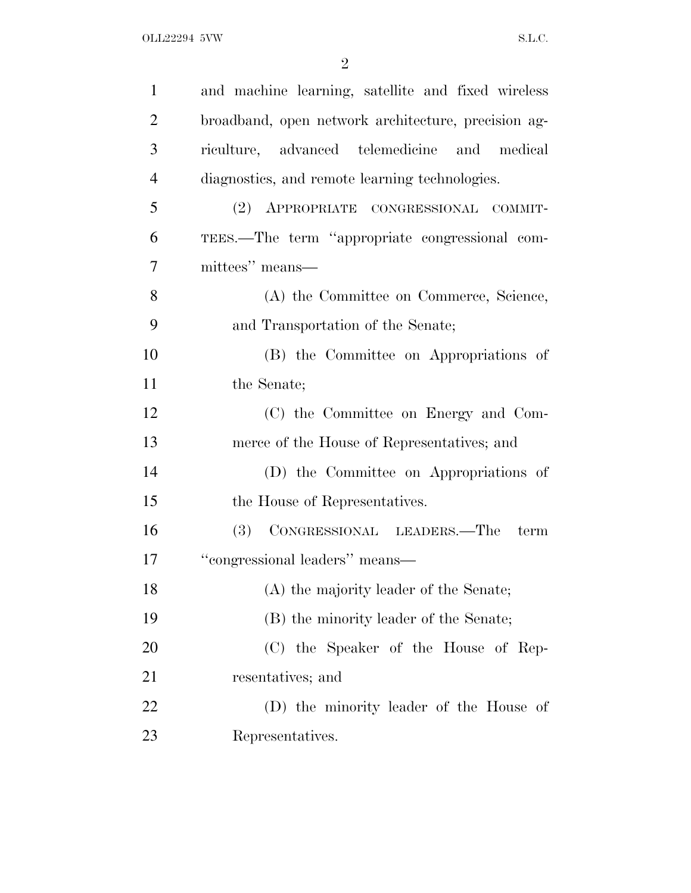and machine learning, satellite and fixed wireless broadband, open network architecture, precision agriculture, advanced telemedicine and medical diagnostics, and remote learning technologies.

(2) APPROPRIATE CONGRESSIONAL COMMITTEES.—The term "appropriate congressional committees" means—

(A) the Committee on Commerce, Science, and Transportation of the Senate;

(B) the Committee on Appropriations of the Senate;

(C) the Committee on Energy and Commerce of the House of Representatives; and

(D) the Committee on Appropriations of the House of Representatives.

(3) CONGRESSIONAL LEADERS.—The term "congressional leaders" means—

(A) the majority leader of the Senate;

(B) the minority leader of the Senate;

(C) the Speaker of the House of Representatives; and

(D) the minority leader of the House of Representatives.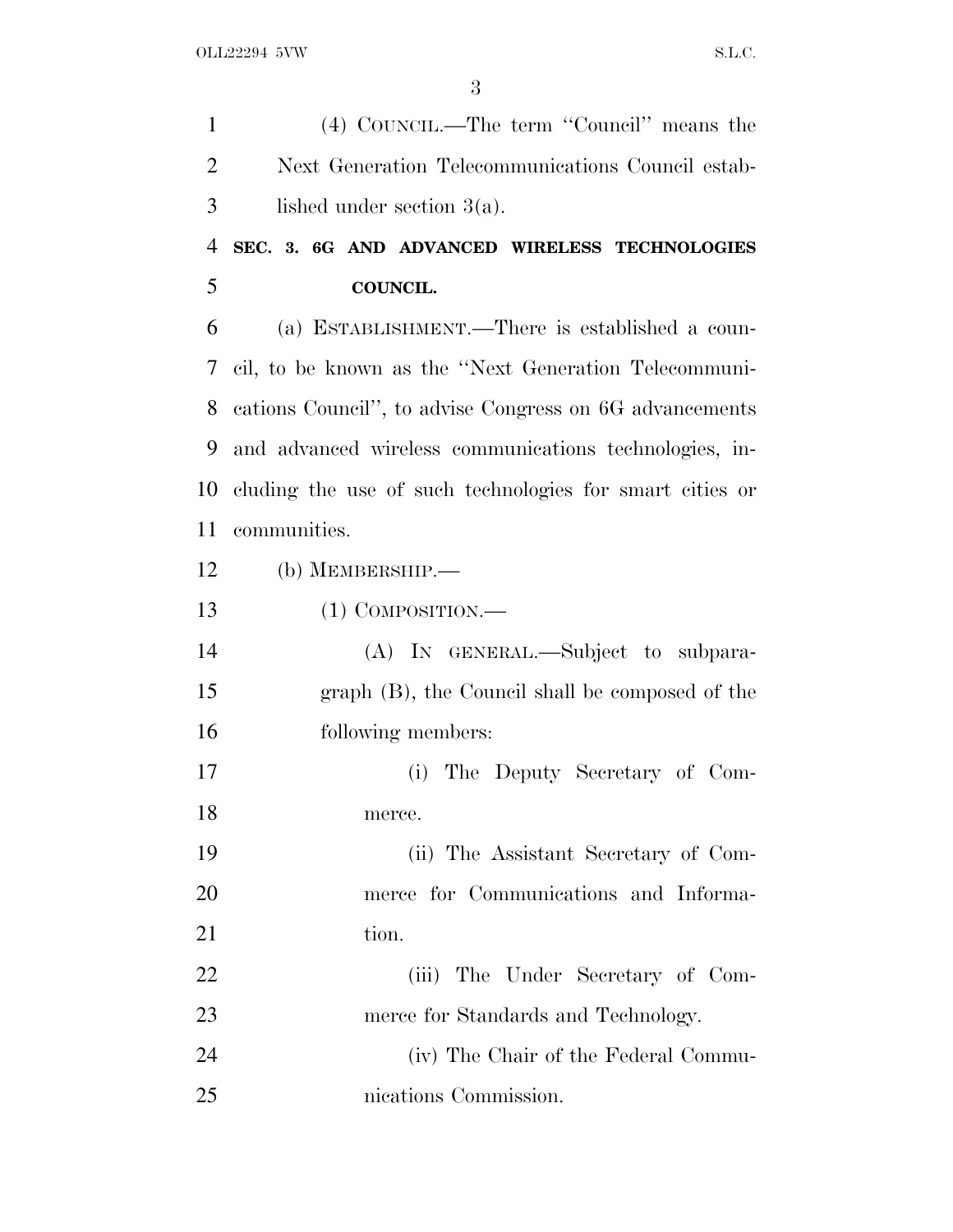(4) COUNCIL.—The term "Council" means the Next Generation Telecommunications Council established under section 3(a).

## SEC. 3. 6G AND ADVANCED WIRELESS TECHNOLOGIES COUNCIL.

(a) ESTABLISHMENT.—There is established a council, to be known as the "Next Generation Telecommunications Council", to advise Congress on 6G advancements and advanced wireless communications technologies, including the use of such technologies for smart cities or communities.

(b) MEMBERSHIP.—

(1) COMPOSITION.—

(A) IN GENERAL.—Subject to subparagraph (B), the Council shall be composed of the following members:

(i) The Deputy Secretary of Commerce.

(ii) The Assistant Secretary of Commerce for Communications and Information.

(iii) The Under Secretary of Commerce for Standards and Technology.

(iv) The Chair of the Federal Communications Commission.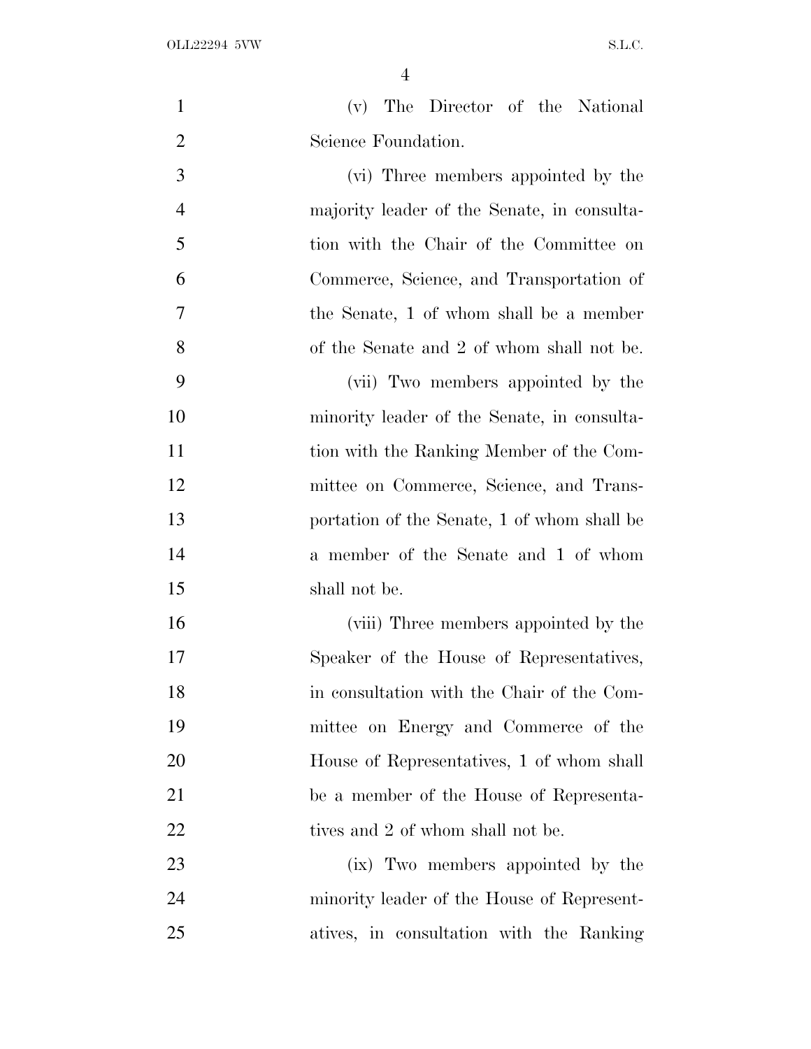(v) The Director of the National Science Foundation.

(vi) Three members appointed by the majority leader of the Senate, in consultation with the Chair of the Committee on Commerce, Science, and Transportation of the Senate, 1 of whom shall be a member of the Senate and 2 of whom shall not be.

(vii) Two members appointed by the minority leader of the Senate, in consultation with the Ranking Member of the Committee on Commerce, Science, and Transportation of the Senate, 1 of whom shall be a member of the Senate and 1 of whom shall not be.

(viii) Three members appointed by the Speaker of the House of Representatives, in consultation with the Chair of the Committee on Energy and Commerce of the House of Representatives, 1 of whom shall be a member of the House of Representatives and 2 of whom shall not be.

(ix) Two members appointed by the minority leader of the House of Representatives, in consultation with the Ranking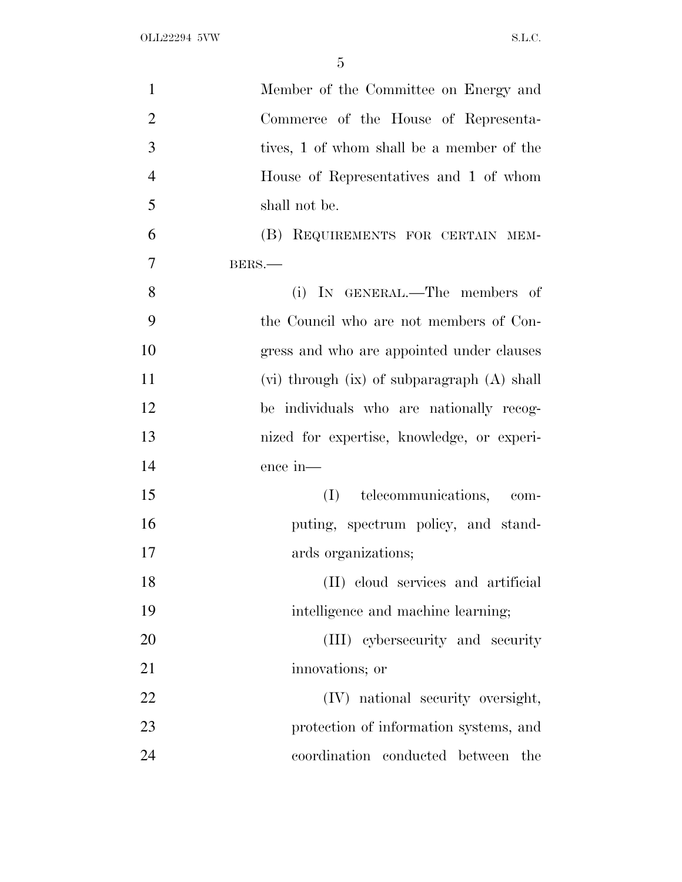Member of the Committee on Energy and Commerce of the House of Representatives, 1 of whom shall be a member of the House of Representatives and 1 of whom shall not be.

(B) REQUIREMENTS FOR CERTAIN MEMBERS.—

(i) IN GENERAL.—The members of the Council who are not members of Congress and who are appointed under clauses (vi) through (ix) of subparagraph (A) shall be individuals who are nationally recognized for expertise, knowledge, or experience in—

(I) telecommunications, computing, spectrum policy, and standards organizations;

(II) cloud services and artificial intelligence and machine learning;

(III) cybersecurity and security innovations; or

(IV) national security oversight, protection of information systems, and coordination conducted between the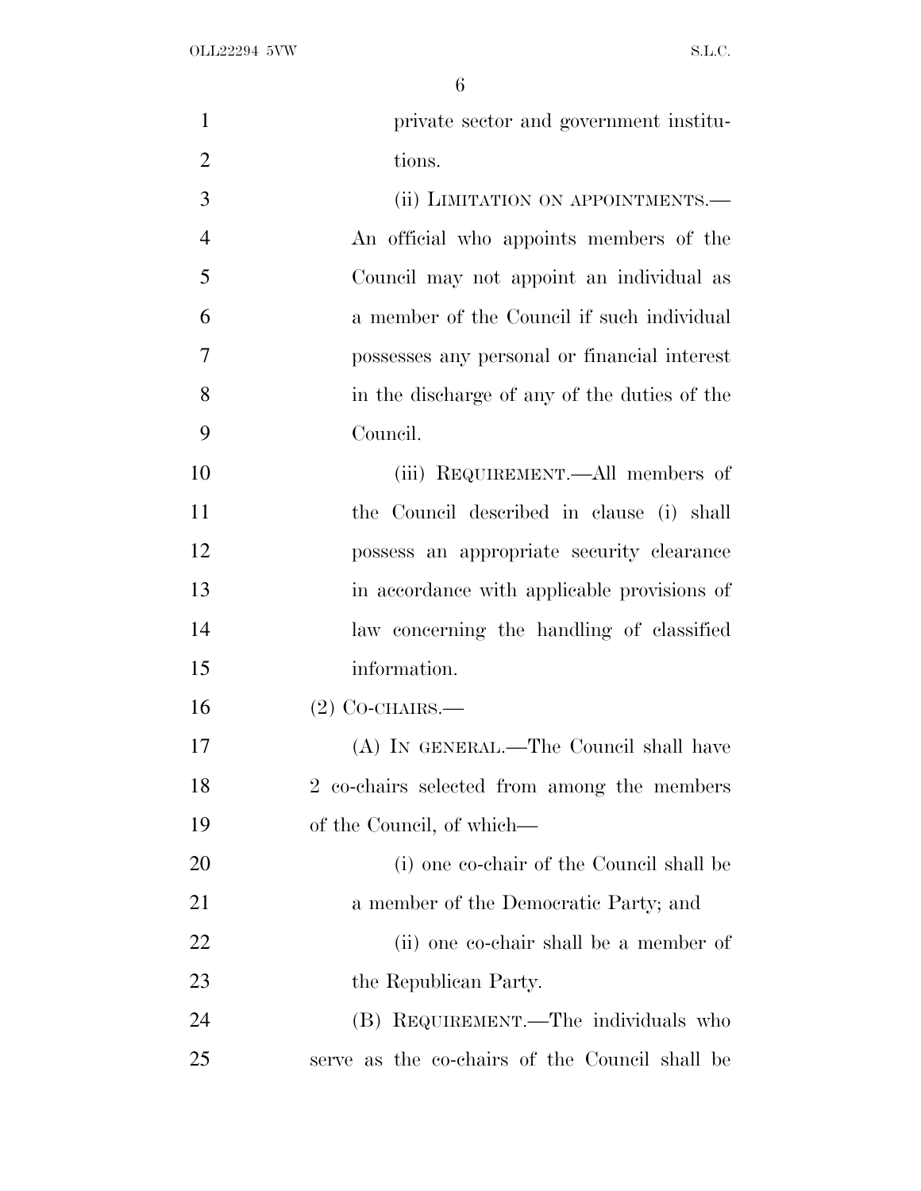private sector and government institutions.

(ii) LIMITATION ON APPOINTMENTS.—An official who appoints members of the Council may not appoint an individual as a member of the Council if such individual possesses any personal or financial interest in the discharge of any of the duties of the Council.

(iii) REQUIREMENT.—All members of the Council described in clause (i) shall possess an appropriate security clearance in accordance with applicable provisions of law concerning the handling of classified information.

(2) CO-CHAIRS.—

(A) IN GENERAL.—The Council shall have 2 co-chairs selected from among the members of the Council, of which—

(i) one co-chair of the Council shall be a member of the Democratic Party; and

(ii) one co-chair shall be a member of the Republican Party.

(B) REQUIREMENT.—The individuals who serve as the co-chairs of the Council shall be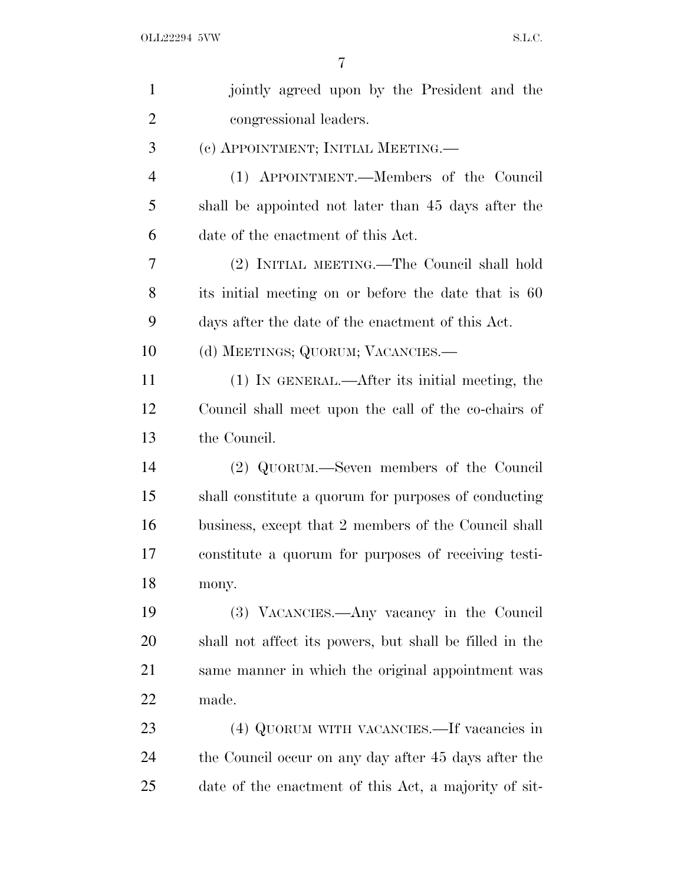jointly agreed upon by the President and the congressional leaders.

(c) APPOINTMENT; INITIAL MEETING.—

(1) APPOINTMENT.—Members of the Council shall be appointed not later than 45 days after the date of the enactment of this Act.

(2) INITIAL MEETING.—The Council shall hold its initial meeting on or before the date that is 60 days after the date of the enactment of this Act.

(d) MEETINGS; QUORUM; VACANCIES.—

(1) IN GENERAL.—After its initial meeting, the Council shall meet upon the call of the co-chairs of the Council.

(2) QUORUM.—Seven members of the Council shall constitute a quorum for purposes of conducting business, except that 2 members of the Council shall constitute a quorum for purposes of receiving testimony.

(3) VACANCIES.—Any vacancy in the Council shall not affect its powers, but shall be filled in the same manner in which the original appointment was made.

(4) QUORUM WITH VACANCIES.—If vacancies in the Council occur on any day after 45 days after the date of the enactment of this Act, a majority of sit-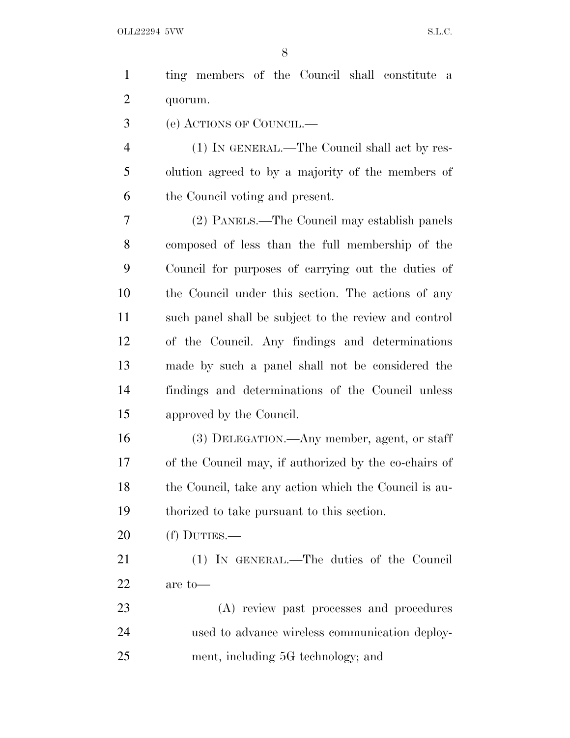ting members of the Council shall constitute a quorum.

(e) ACTIONS OF COUNCIL.—

(1) IN GENERAL.—The Council shall act by resolution agreed to by a majority of the members of the Council voting and present.

(2) PANELS.—The Council may establish panels composed of less than the full membership of the Council for purposes of carrying out the duties of the Council under this section. The actions of any such panel shall be subject to the review and control of the Council. Any findings and determinations made by such a panel shall not be considered the findings and determinations of the Council unless approved by the Council.

(3) DELEGATION.—Any member, agent, or staff of the Council may, if authorized by the co-chairs of the Council, take any action which the Council is authorized to take pursuant to this section.

(f) DUTIES.—

(1) IN GENERAL.—The duties of the Council are to—

(A) review past processes and procedures used to advance wireless communication deployment, including 5G technology; and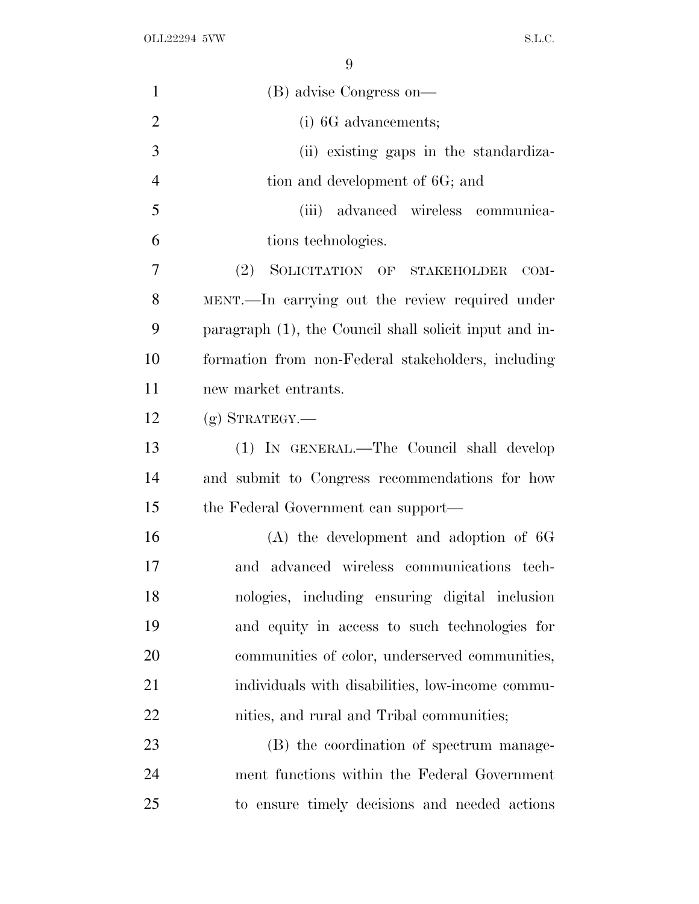(B) advise Congress on—

(i) 6G advancements;

(ii) existing gaps in the standardization and development of 6G; and

(iii) advanced wireless communications technologies.

(2) SOLICITATION OF STAKEHOLDER COMMENT.—In carrying out the review required under paragraph (1), the Council shall solicit input and information from non-Federal stakeholders, including new market entrants.

(g) STRATEGY.—

(1) IN GENERAL.—The Council shall develop and submit to Congress recommendations for how the Federal Government can support—

(A) the development and adoption of 6G and advanced wireless communications technologies, including ensuring digital inclusion and equity in access to such technologies for communities of color, underserved communities, individuals with disabilities, low-income communities, and rural and Tribal communities;

(B) the coordination of spectrum management functions within the Federal Government to ensure timely decisions and needed actions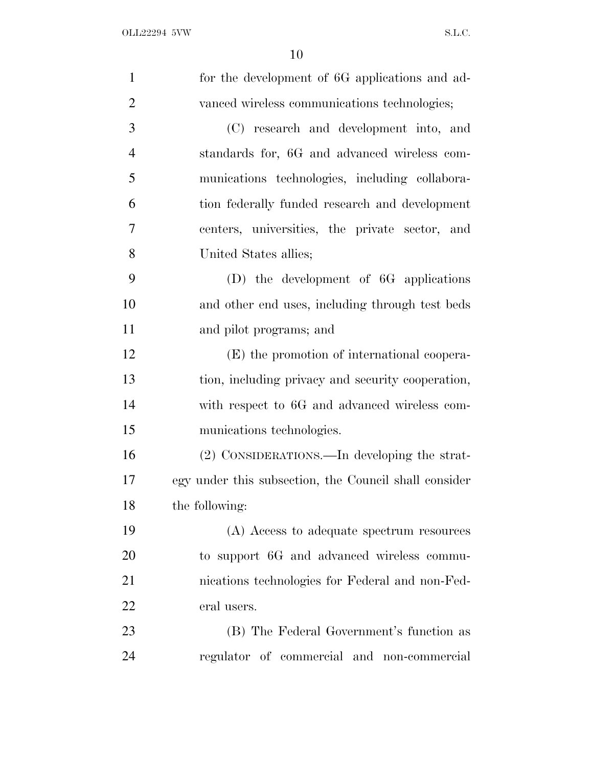for the development of 6G applications and advanced wireless communications technologies;

(C) research and development into, and standards for, 6G and advanced wireless communications technologies, including collaboration federally funded research and development centers, universities, the private sector, and United States allies;

(D) the development of 6G applications and other end uses, including through test beds and pilot programs; and

(E) the promotion of international cooperation, including privacy and security cooperation, with respect to 6G and advanced wireless communications technologies.

(2) CONSIDERATIONS.—In developing the strategy under this subsection, the Council shall consider the following:

(A) Access to adequate spectrum resources to support 6G and advanced wireless communications technologies for Federal and non-Federal users.

(B) The Federal Government's function as regulator of commercial and non-commercial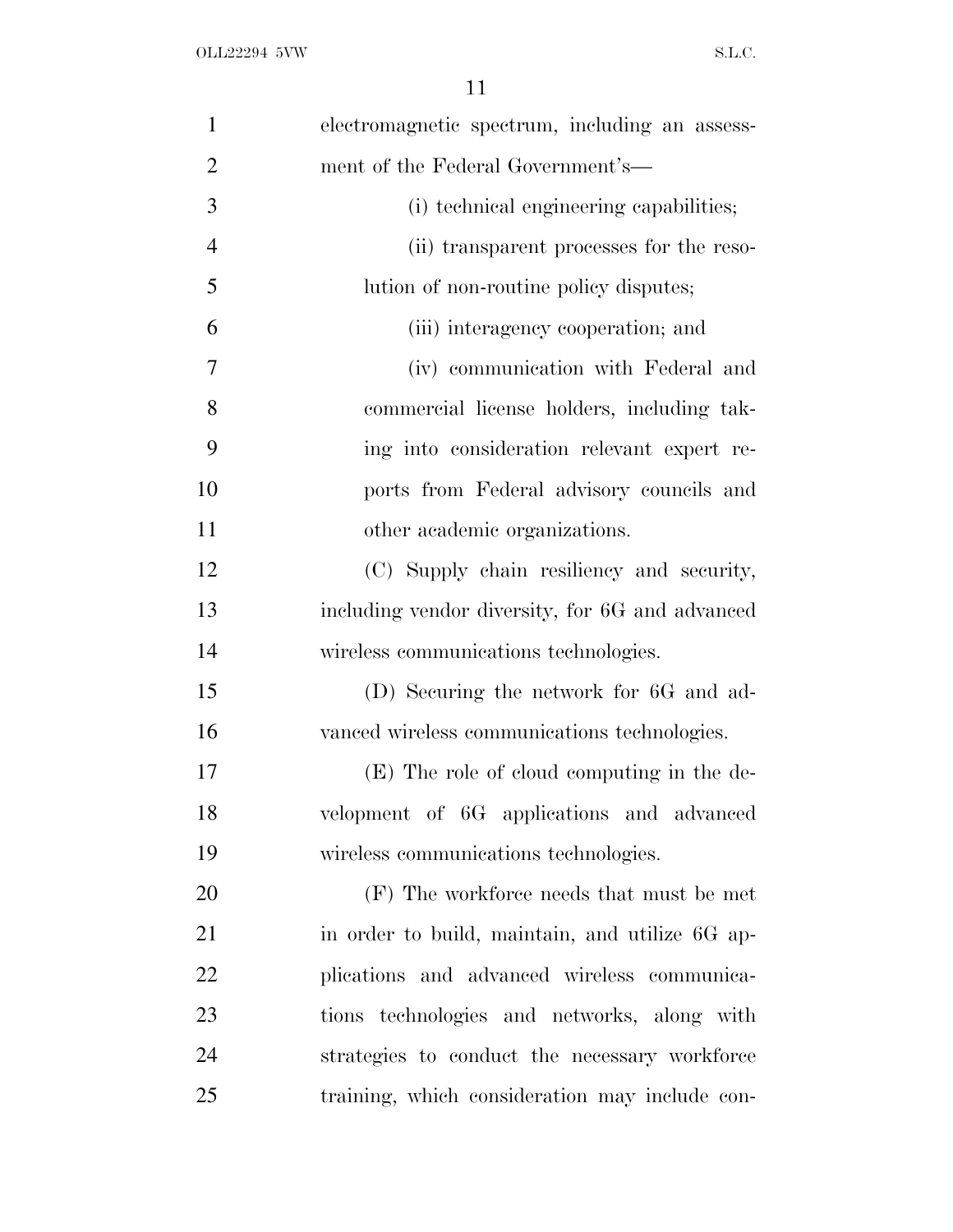electromagnetic spectrum, including an assessment of the Federal Government's—

(i) technical engineering capabilities;

(ii) transparent processes for the resolution of non-routine policy disputes;

(iii) interagency cooperation; and

(iv) communication with Federal and commercial license holders, including taking into consideration relevant expert reports from Federal advisory councils and other academic organizations.

(C) Supply chain resiliency and security, including vendor diversity, for 6G and advanced wireless communications technologies.

(D) Securing the network for 6G and advanced wireless communications technologies.

(E) The role of cloud computing in the development of 6G applications and advanced wireless communications technologies.

(F) The workforce needs that must be met in order to build, maintain, and utilize 6G applications and advanced wireless communications technologies and networks, along with strategies to conduct the necessary workforce training, which consideration may include con-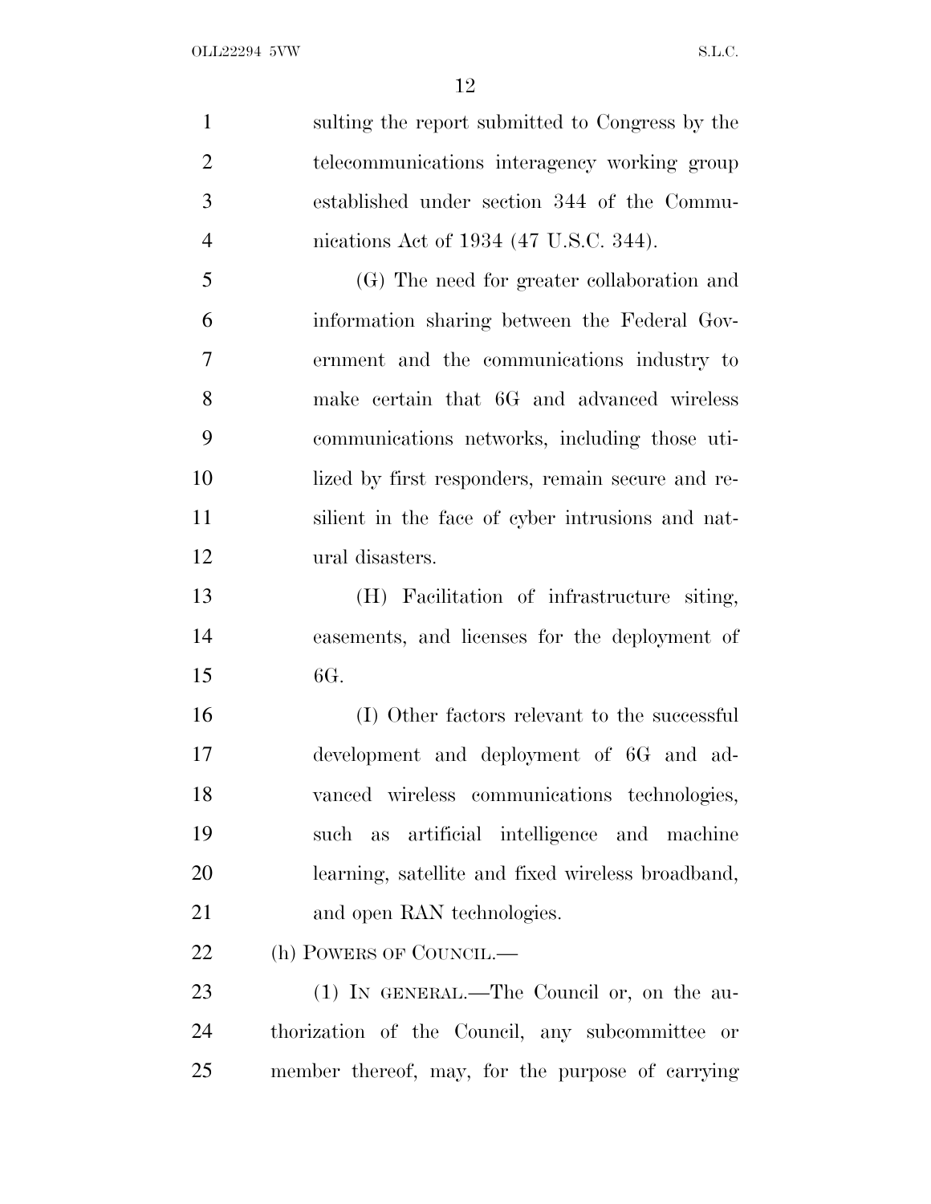sulting the report submitted to Congress by the telecommunications interagency working group established under section 344 of the Communications Act of 1934 (47 U.S.C. 344).

(G) The need for greater collaboration and information sharing between the Federal Government and the communications industry to make certain that 6G and advanced wireless communications networks, including those utilized by first responders, remain secure and resilient in the face of cyber intrusions and natural disasters.

(H) Facilitation of infrastructure siting, easements, and licenses for the deployment of 6G.

(I) Other factors relevant to the successful development and deployment of 6G and advanced wireless communications technologies, such as artificial intelligence and machine learning, satellite and fixed wireless broadband, and open RAN technologies.

(h) POWERS OF COUNCIL.—

(1) IN GENERAL.—The Council or, on the authorization of the Council, any subcommittee or member thereof, may, for the purpose of carrying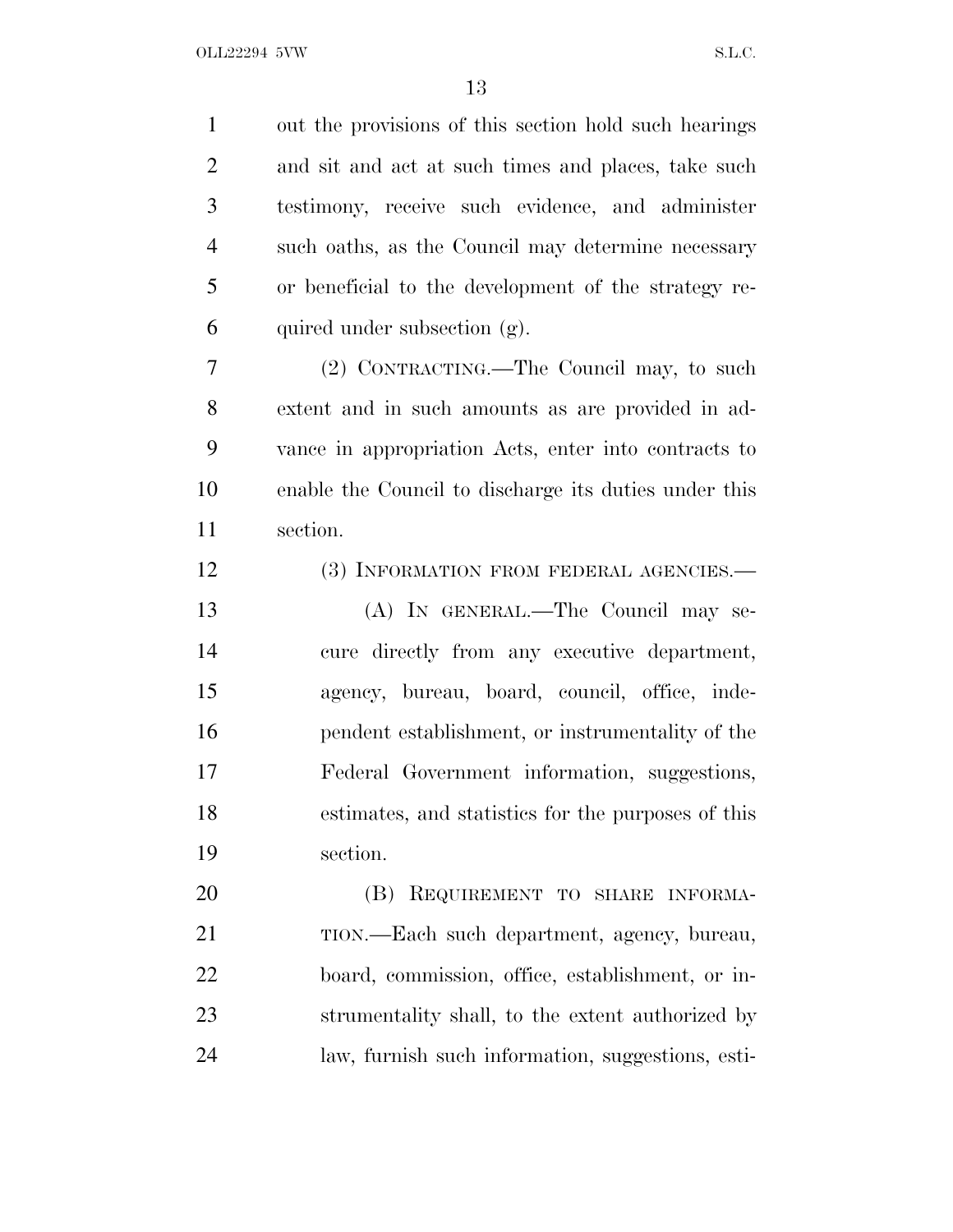out the provisions of this section hold such hearings and sit and act at such times and places, take such testimony, receive such evidence, and administer such oaths, as the Council may determine necessary or beneficial to the development of the strategy required under subsection (g).

(2) CONTRACTING.—The Council may, to such extent and in such amounts as are provided in advance in appropriation Acts, enter into contracts to enable the Council to discharge its duties under this section.

(3) INFORMATION FROM FEDERAL AGENCIES.—

(A) IN GENERAL.—The Council may secure directly from any executive department, agency, bureau, board, council, office, independent establishment, or instrumentality of the Federal Government information, suggestions, estimates, and statistics for the purposes of this section.

(B) REQUIREMENT TO SHARE INFORMATION.—Each such department, agency, bureau, board, commission, office, establishment, or instrumentality shall, to the extent authorized by law, furnish such information, suggestions, esti-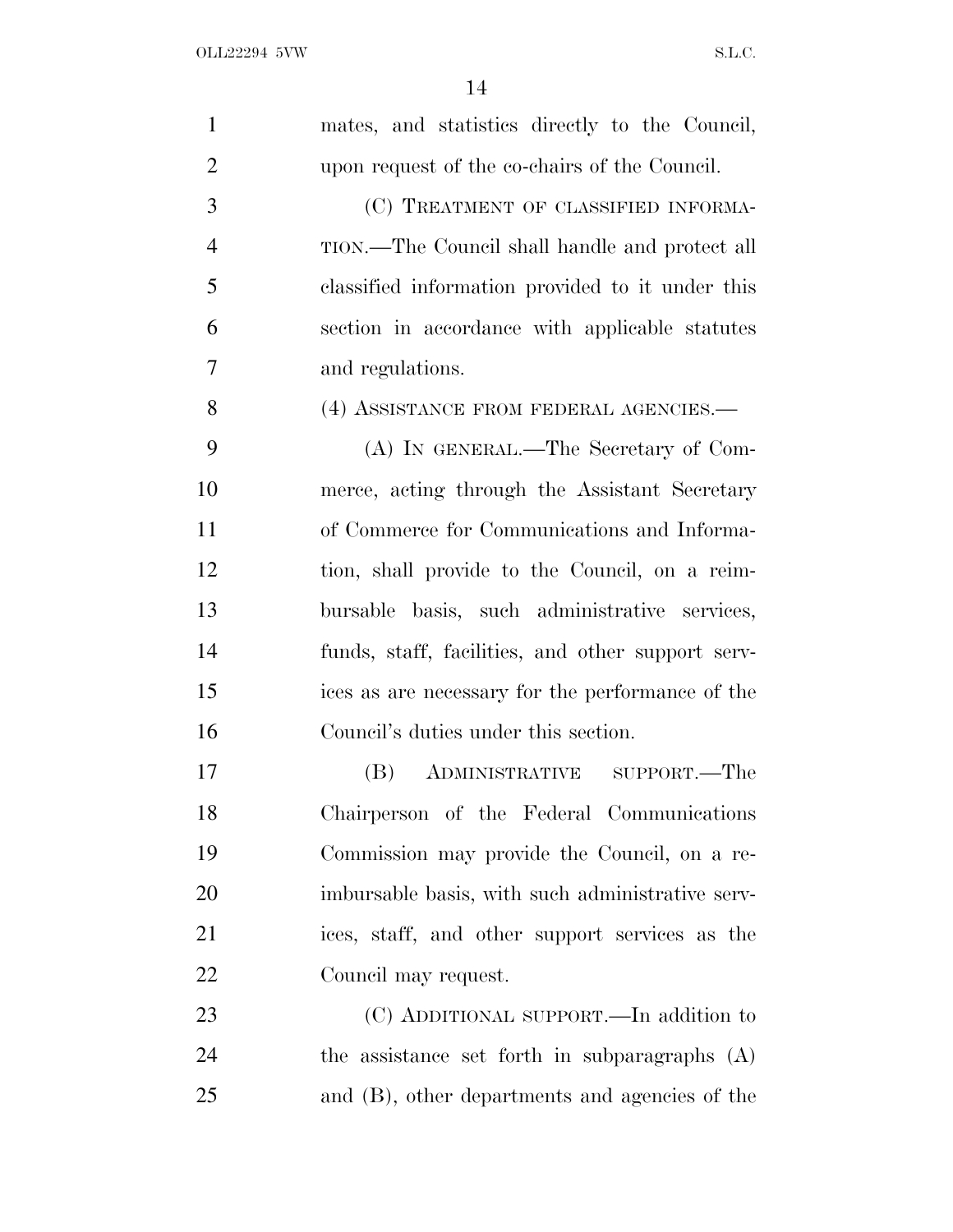mates, and statistics directly to the Council, upon request of the co-chairs of the Council.

(C) TREATMENT OF CLASSIFIED INFORMATION.—The Council shall handle and protect all classified information provided to it under this section in accordance with applicable statutes and regulations.

(4) ASSISTANCE FROM FEDERAL AGENCIES.—

(A) IN GENERAL.—The Secretary of Commerce, acting through the Assistant Secretary of Commerce for Communications and Information, shall provide to the Council, on a reimbursable basis, such administrative services, funds, staff, facilities, and other support services as are necessary for the performance of the Council's duties under this section.

(B) ADMINISTRATIVE SUPPORT.—The Chairperson of the Federal Communications Commission may provide the Council, on a reimbursable basis, with such administrative services, staff, and other support services as the Council may request.

(C) ADDITIONAL SUPPORT.—In addition to the assistance set forth in subparagraphs (A) and (B), other departments and agencies of the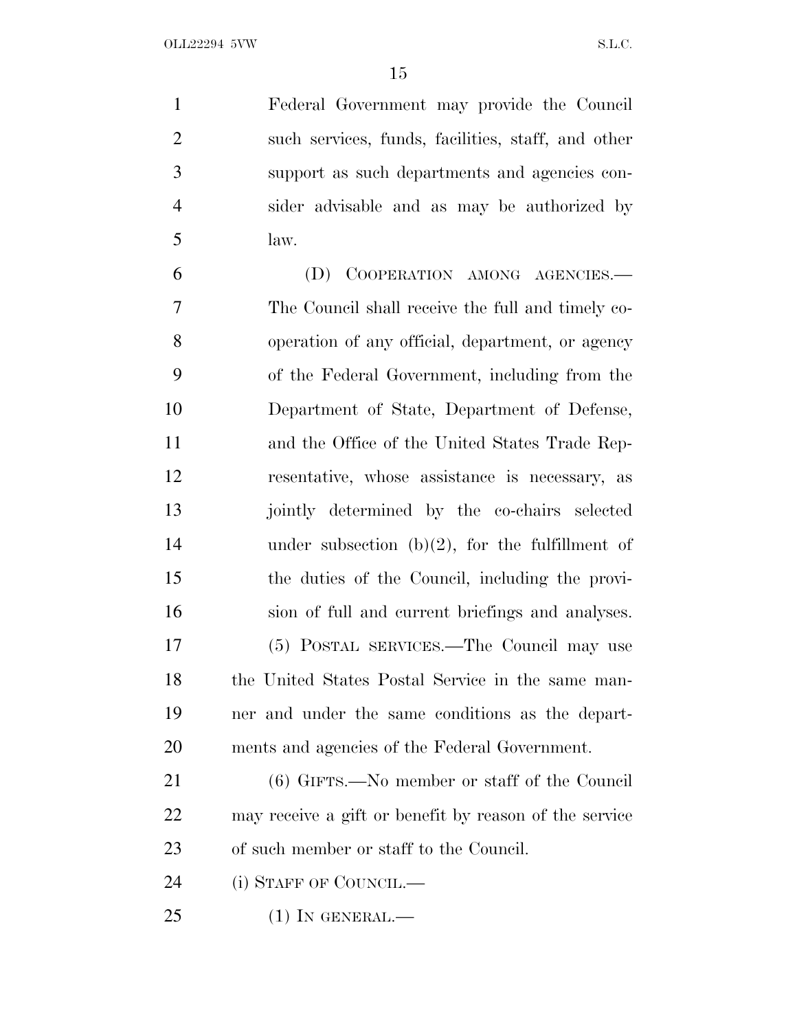Federal Government may provide the Council such services, funds, facilities, staff, and other support as such departments and agencies consider advisable and as may be authorized by law.

(D) COOPERATION AMONG AGENCIES.—The Council shall receive the full and timely cooperation of any official, department, or agency of the Federal Government, including from the Department of State, Department of Defense, and the Office of the United States Trade Representative, whose assistance is necessary, as jointly determined by the co-chairs selected under subsection (b)(2), for the fulfillment of the duties of the Council, including the provision of full and current briefings and analyses.

(5) POSTAL SERVICES.—The Council may use the United States Postal Service in the same manner and under the same conditions as the departments and agencies of the Federal Government.

(6) GIFTS.—No member or staff of the Council may receive a gift or benefit by reason of the service of such member or staff to the Council.

(i) STAFF OF COUNCIL.—

(1) IN GENERAL.—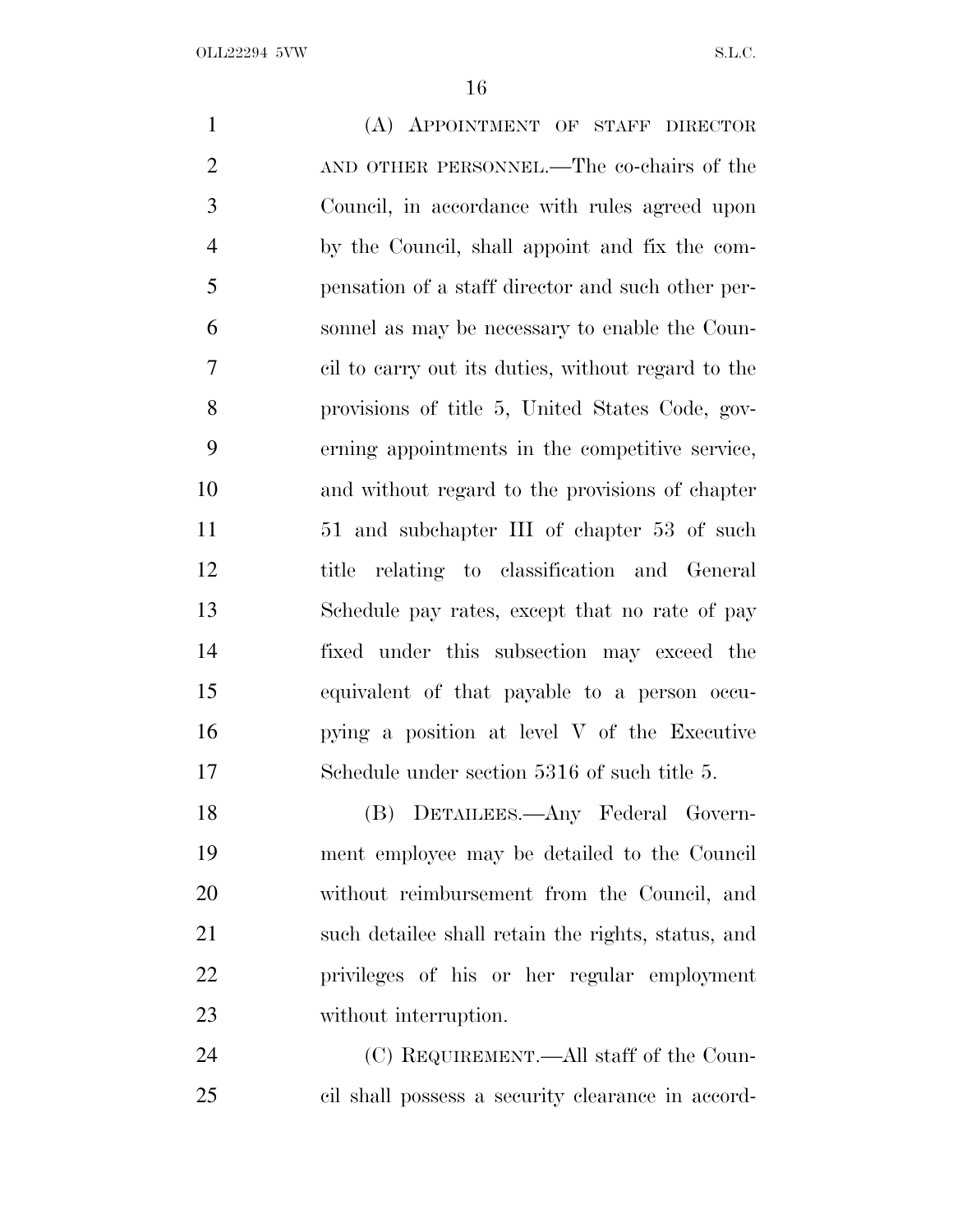(A) APPOINTMENT OF STAFF DIRECTOR AND OTHER PERSONNEL.—The co-chairs of the Council, in accordance with rules agreed upon by the Council, shall appoint and fix the compensation of a staff director and such other personnel as may be necessary to enable the Council to carry out its duties, without regard to the provisions of title 5, United States Code, governing appointments in the competitive service, and without regard to the provisions of chapter 51 and subchapter III of chapter 53 of such title relating to classification and General Schedule pay rates, except that no rate of pay fixed under this subsection may exceed the equivalent of that payable to a person occupying a position at level V of the Executive Schedule under section 5316 of such title 5.

(B) DETAILEES.—Any Federal Government employee may be detailed to the Council without reimbursement from the Council, and such detailee shall retain the rights, status, and privileges of his or her regular employment without interruption.

(C) REQUIREMENT.—All staff of the Council shall possess a security clearance in accord-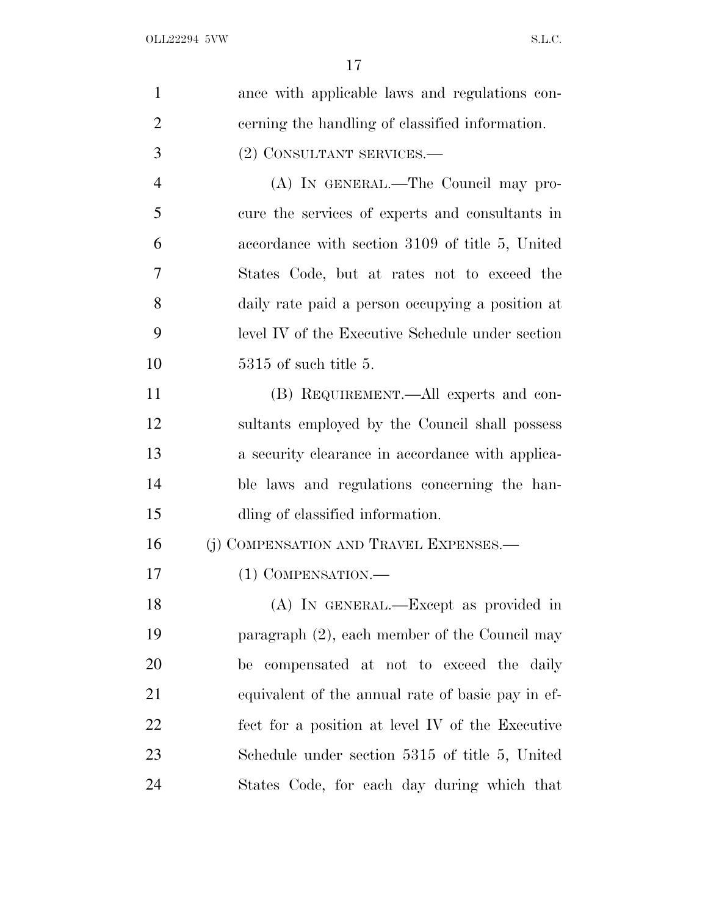ance with applicable laws and regulations concerning the handling of classified information.

(2) CONSULTANT SERVICES.—

(A) IN GENERAL.—The Council may procure the services of experts and consultants in accordance with section 3109 of title 5, United States Code, but at rates not to exceed the daily rate paid a person occupying a position at level IV of the Executive Schedule under section 5315 of such title 5.

(B) REQUIREMENT.—All experts and consultants employed by the Council shall possess a security clearance in accordance with applicable laws and regulations concerning the handling of classified information.

(j) COMPENSATION AND TRAVEL EXPENSES.—

(1) COMPENSATION.—

(A) IN GENERAL.—Except as provided in paragraph (2), each member of the Council may be compensated at not to exceed the daily equivalent of the annual rate of basic pay in effect for a position at level IV of the Executive Schedule under section 5315 of title 5, United States Code, for each day during which that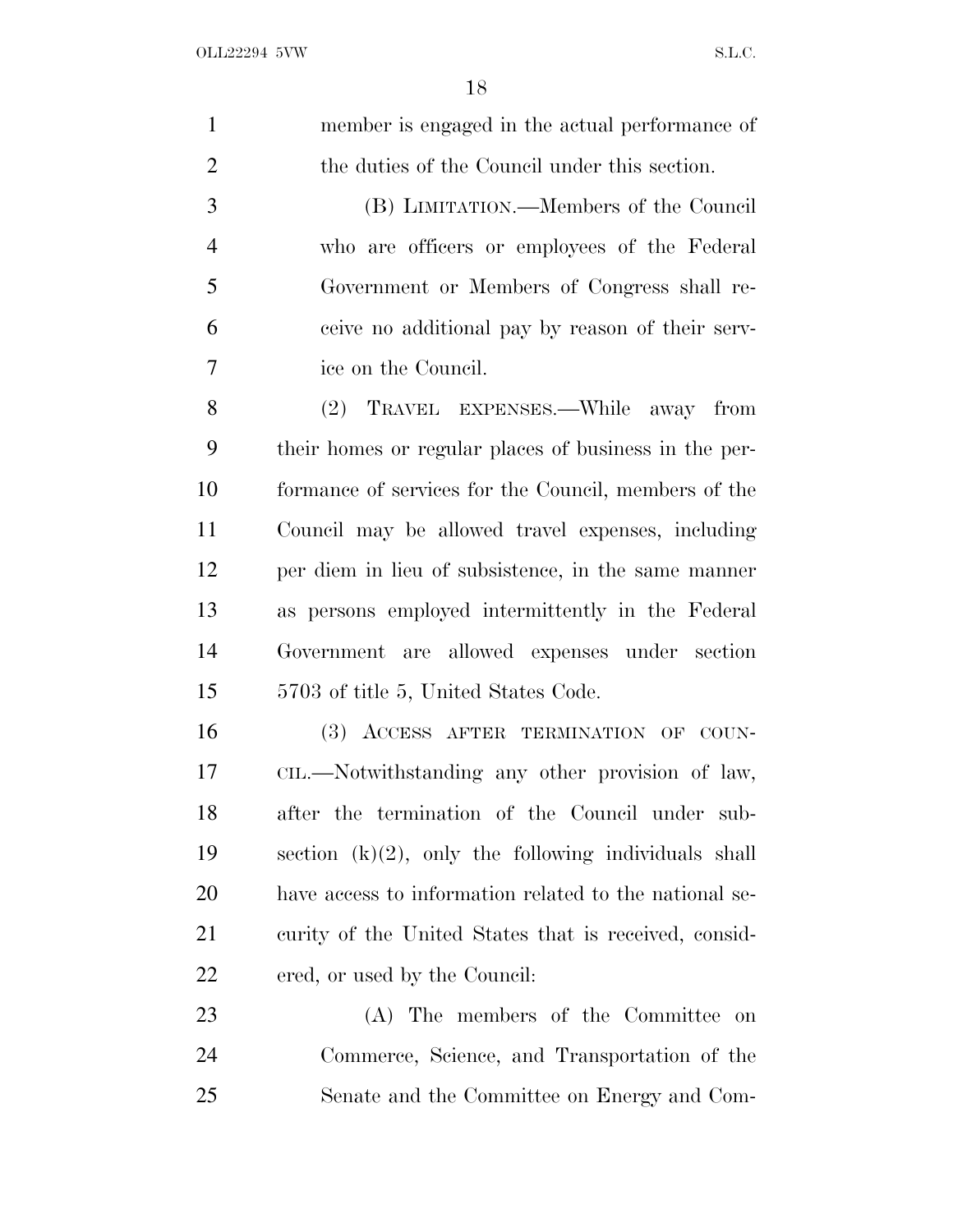member is engaged in the actual performance of the duties of the Council under this section.

(B) LIMITATION.—Members of the Council who are officers or employees of the Federal Government or Members of Congress shall receive no additional pay by reason of their service on the Council.

(2) TRAVEL EXPENSES.—While away from their homes or regular places of business in the performance of services for the Council, members of the Council may be allowed travel expenses, including per diem in lieu of subsistence, in the same manner as persons employed intermittently in the Federal Government are allowed expenses under section 5703 of title 5, United States Code.

(3) ACCESS AFTER TERMINATION OF COUNCIL.—Notwithstanding any other provision of law, after the termination of the Council under subsection (k)(2), only the following individuals shall have access to information related to the national security of the United States that is received, considered, or used by the Council:

(A) The members of the Committee on Commerce, Science, and Transportation of the Senate and the Committee on Energy and Com-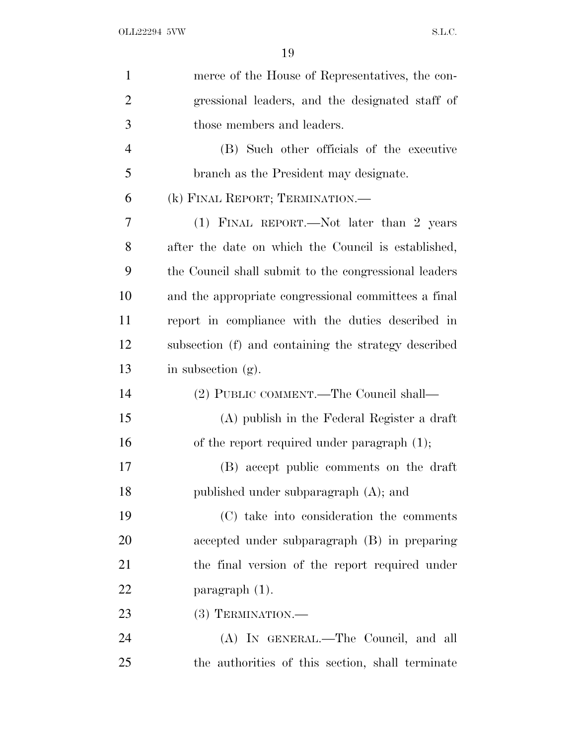merce of the House of Representatives, the congressional leaders, and the designated staff of those members and leaders.

(B) Such other officials of the executive branch as the President may designate.

(k) FINAL REPORT; TERMINATION.—

(1) FINAL REPORT.—Not later than 2 years after the date on which the Council is established, the Council shall submit to the congressional leaders and the appropriate congressional committees a final report in compliance with the duties described in subsection (f) and containing the strategy described in subsection (g).

(2) PUBLIC COMMENT.—The Council shall—

(A) publish in the Federal Register a draft of the report required under paragraph (1);

(B) accept public comments on the draft published under subparagraph (A); and

(C) take into consideration the comments accepted under subparagraph (B) in preparing the final version of the report required under paragraph (1).

(3) TERMINATION.—

(A) IN GENERAL.—The Council, and all the authorities of this section, shall terminate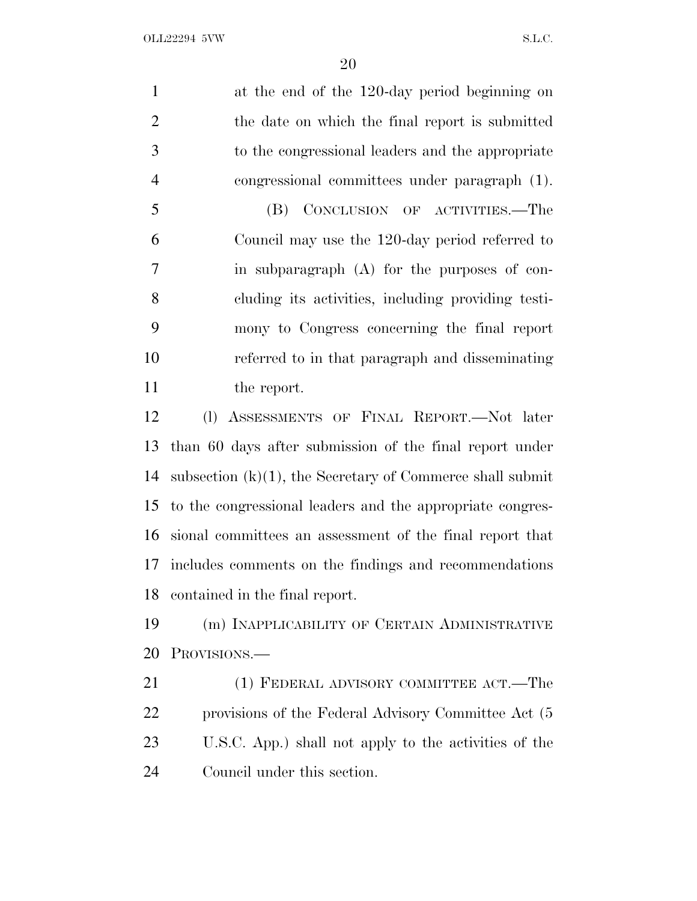at the end of the 120-day period beginning on the date on which the final report is submitted to the congressional leaders and the appropriate congressional committees under paragraph (1).

(B) CONCLUSION OF ACTIVITIES.—The Council may use the 120-day period referred to in subparagraph (A) for the purposes of concluding its activities, including providing testimony to Congress concerning the final report referred to in that paragraph and disseminating the report.

(l) ASSESSMENTS OF FINAL REPORT.—Not later than 60 days after submission of the final report under subsection (k)(1), the Secretary of Commerce shall submit to the congressional leaders and the appropriate congressional committees an assessment of the final report that includes comments on the findings and recommendations contained in the final report.

(m) INAPPLICABILITY OF CERTAIN ADMINISTRATIVE PROVISIONS.—

(1) FEDERAL ADVISORY COMMITTEE ACT.—The provisions of the Federal Advisory Committee Act (5 U.S.C. App.) shall not apply to the activities of the Council under this section.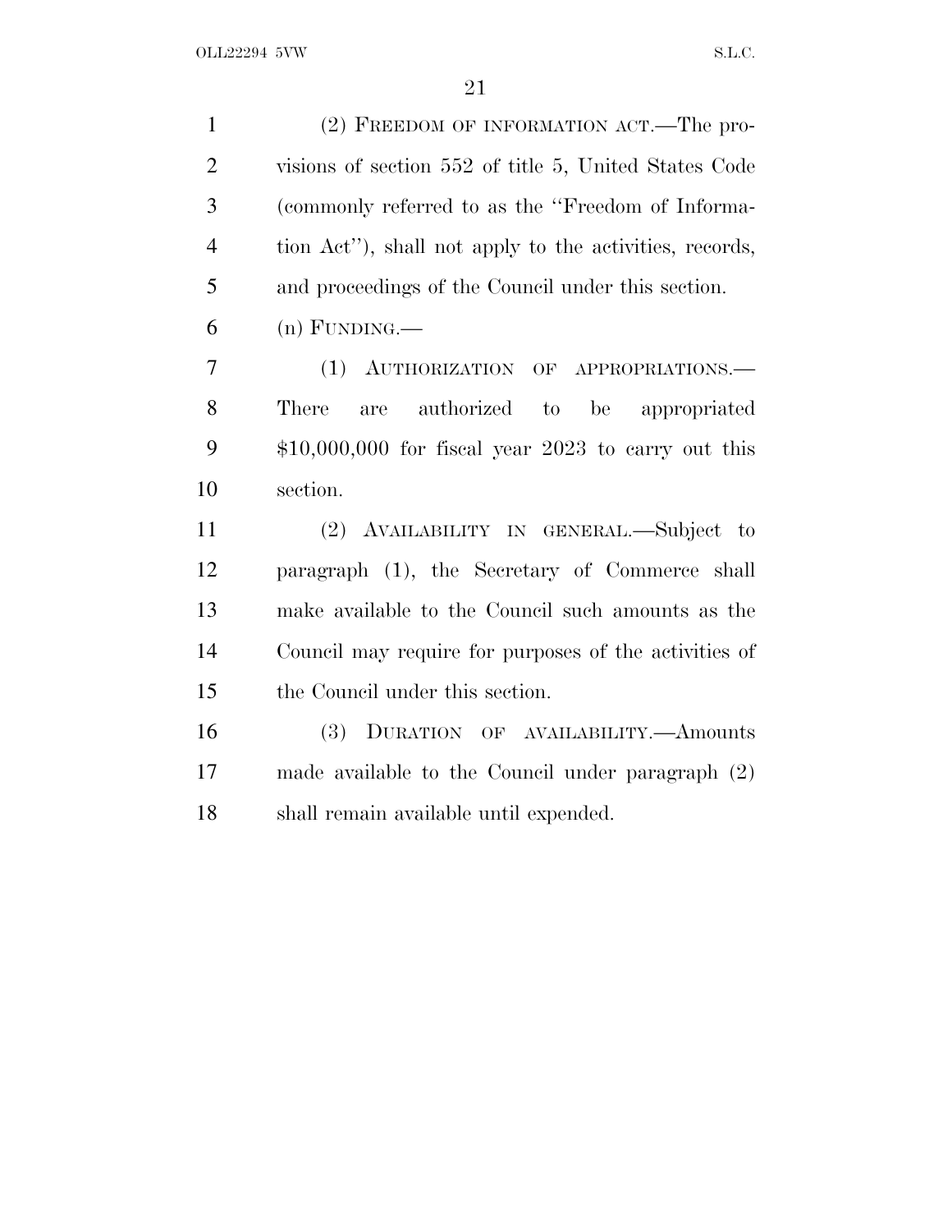(2) FREEDOM OF INFORMATION ACT.—The provisions of section 552 of title 5, United States Code (commonly referred to as the ''Freedom of Information Act''), shall not apply to the activities, records, and proceedings of the Council under this section.

(n) FUNDING.—

(1) AUTHORIZATION OF APPROPRIATIONS.—There are authorized to be appropriated $10,000,000 for fiscal year 2023 to carry out this section.

(2) AVAILABILITY IN GENERAL.—Subject to paragraph (1), the Secretary of Commerce shall make available to the Council such amounts as the Council may require for purposes of the activities of the Council under this section.

(3) DURATION OF AVAILABILITY.—Amounts made available to the Council under paragraph (2) shall remain available until expended.